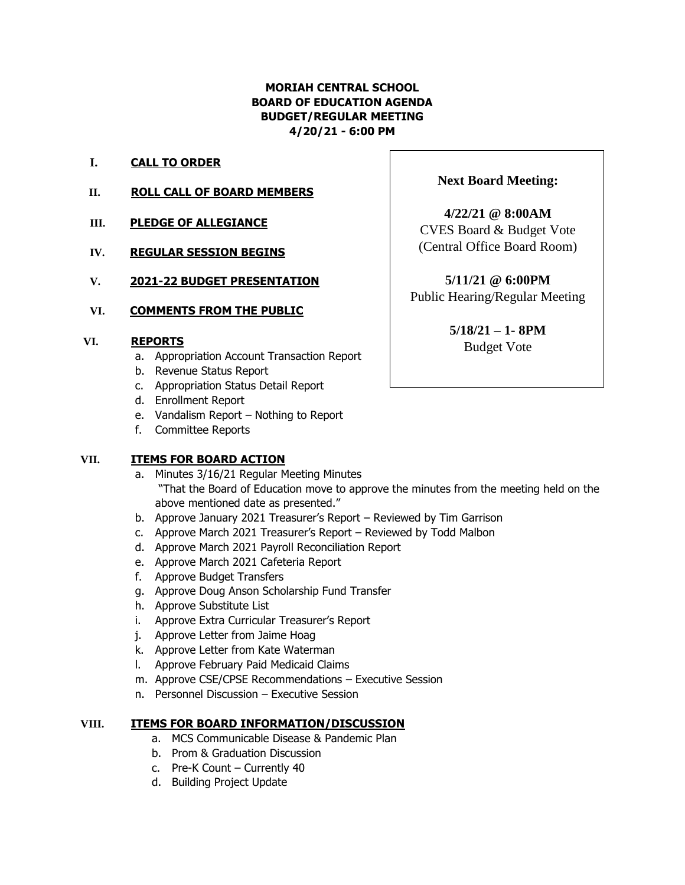**MORIAH CENTRAL SCHOOL**
**BOARD OF EDUCATION AGENDA**
**BUDGET/REGULAR MEETING**
**4/20/21 - 6:00 PM**

> **Next Board Meeting:**
>
> **4/22/21 @ 8:00AM**
> CVES Board & Budget Vote
> (Central Office Board Room)
>
> **5/11/21 @ 6:00PM**
> Public Hearing/Regular Meeting
>
> **5/18/21 – 1- 8PM**
> Budget Vote

**I. CALL TO ORDER**

**II. ROLL CALL OF BOARD MEMBERS**

**III. PLEDGE OF ALLEGIANCE**

**IV. REGULAR SESSION BEGINS**

**V. 2021-22 BUDGET PRESENTATION**

**VI. COMMENTS FROM THE PUBLIC**

**VI. REPORTS**

a. Appropriation Account Transaction Report
b. Revenue Status Report
c. Appropriation Status Detail Report
d. Enrollment Report
e. Vandalism Report – Nothing to Report
f. Committee Reports

**VII. ITEMS FOR BOARD ACTION**

a. Minutes 3/16/21 Regular Meeting Minutes
 "That the Board of Education move to approve the minutes from the meeting held on the above mentioned date as presented."
b. Approve January 2021 Treasurer's Report – Reviewed by Tim Garrison
c. Approve March 2021 Treasurer's Report – Reviewed by Todd Malbon
d. Approve March 2021 Payroll Reconciliation Report
e. Approve March 2021 Cafeteria Report
f. Approve Budget Transfers
g. Approve Doug Anson Scholarship Fund Transfer
h. Approve Substitute List
i. Approve Extra Curricular Treasurer's Report
j. Approve Letter from Jaime Hoag
k. Approve Letter from Kate Waterman
l. Approve February Paid Medicaid Claims
m. Approve CSE/CPSE Recommendations – Executive Session
n. Personnel Discussion – Executive Session

**VIII. ITEMS FOR BOARD INFORMATION/DISCUSSION**

a. MCS Communicable Disease & Pandemic Plan
b. Prom & Graduation Discussion
c. Pre-K Count – Currently 40
d. Building Project Update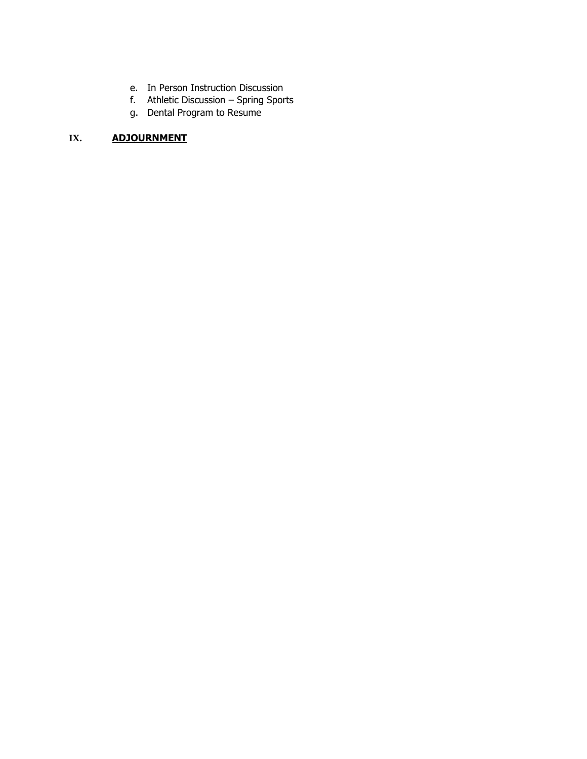e. In Person Instruction Discussion
f. Athletic Discussion – Spring Sports
g. Dental Program to Resume

**IX. <u>ADJOURNMENT</u>**